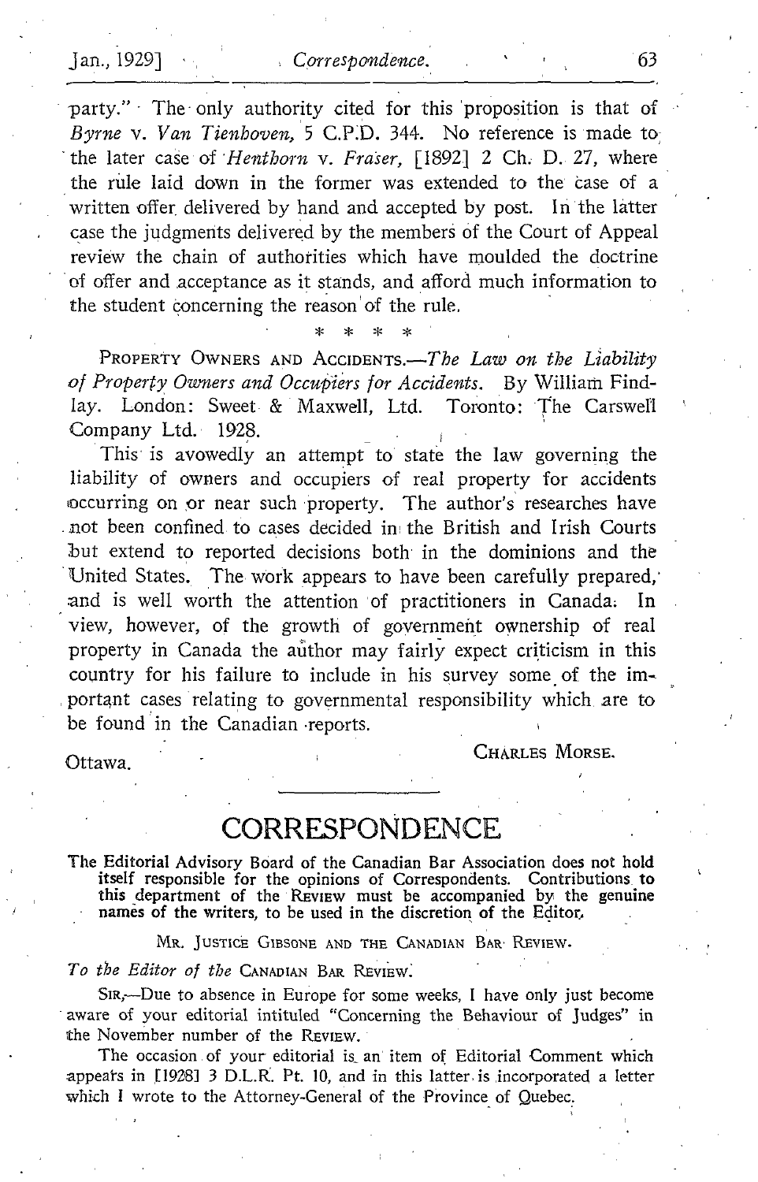party." The only authority cited for this proposition is that of *Byrne* v. *Van Tienhoven*, 5 C.P.D. 344. No reference is made to the later case of *Henthorn* v. *Fraser*, [1892] 2 Ch. D. 27, where the rule laid down in the former was extended to the case of a written offer delivered by hand and accepted by post. In the latter case the judgments delivered by the members of the Court of Appeal review the chain of authorities which have moulded the doctrine of offer and acceptance as it stands, and afford much information to the student concerning the reason of the rule.

\* \* \* \*

PROPERTY OWNERS AND ACCIDENTS.—*The Law on the Liability of Property Owners and Occupiers for Accidents.* By William Findlay. London: Sweet & Maxwell, Ltd. Toronto: The Carswell Company Ltd. 1928.

This is avowedly an attempt to state the law governing the liability of owners and occupiers of real property for accidents occurring on or near such property. The author's researches have not been confined to cases decided in the British and Irish Courts but extend to reported decisions both in the dominions and the United States. The work appears to have been carefully prepared, and is well worth the attention of practitioners in Canada. In view, however, of the growth of government ownership of real property in Canada the author may fairly expect criticism in this country for his failure to include in his survey some of the important cases relating to governmental responsibility which are to be found in the Canadian reports.

Ottawa. CHARLES MORSE.

# CORRESPONDENCE

**The Editorial Advisory Board of the Canadian Bar Association does not hold itself responsible for the opinions of Correspondents. Contributions to this department of the REVIEW must be accompanied by the genuine names of the writers, to be used in the discretion of the Editor.**

MR. JUSTICE GIBSONE AND THE CANADIAN BAR REVIEW.

*To the Editor of the* CANADIAN BAR REVIEW.

SIR,—Due to absence in Europe for some weeks, I have only just become aware of your editorial intituled "Concerning the Behaviour of Judges" in the November number of the REVIEW.

The occasion of your editorial is an item of Editorial Comment which appears in [1928] 3 D.L.R. Pt. 10, and in this latter is incorporated a letter which I wrote to the Attorney-General of the Province of Quebec.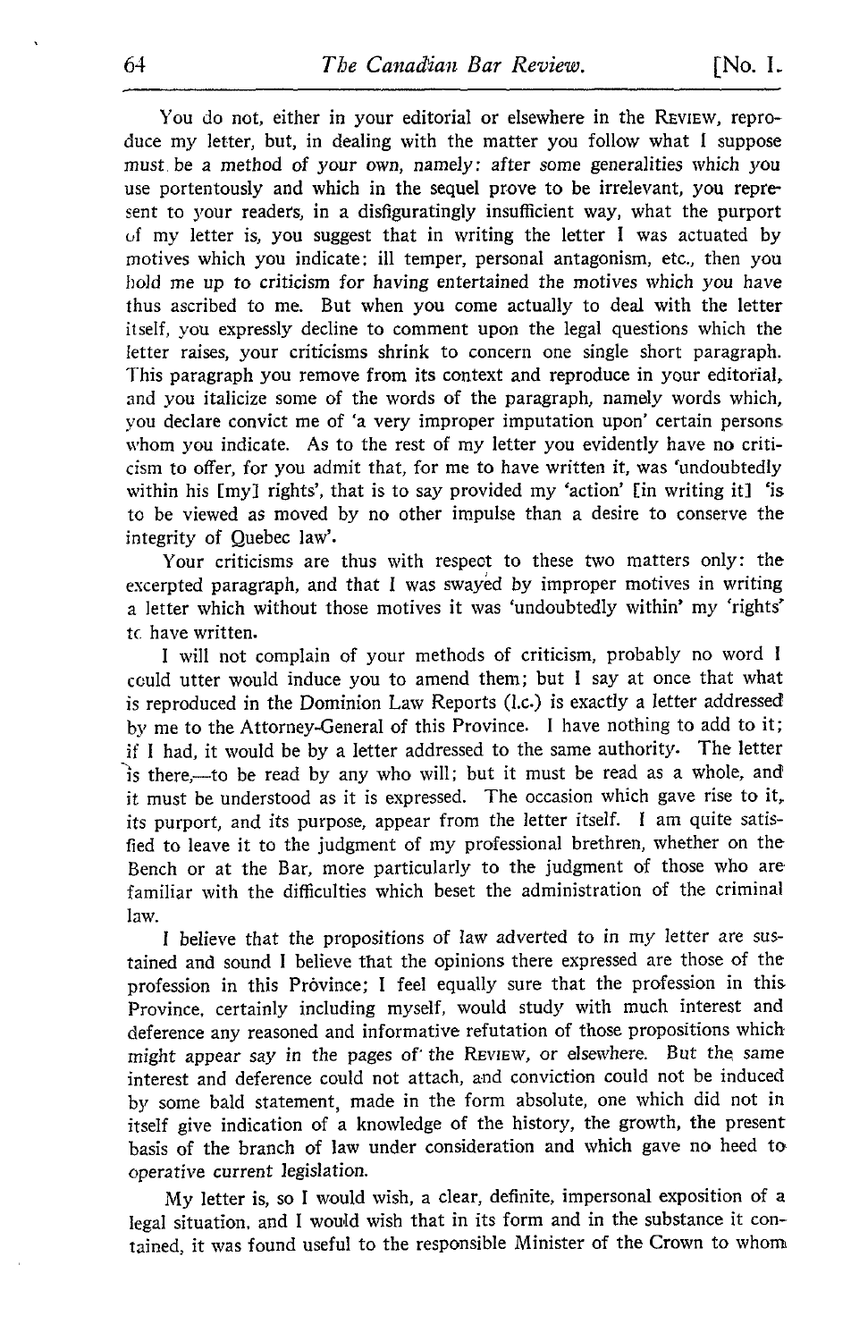You do not, either in your editorial or elsewhere in the REVIEW, reproduce my letter, but, in dealing with the matter you follow what I suppose must be a method of your own, namely: after some generalities which you use portentously and which in the sequel prove to be irrelevant, you represent to your readers, in a disfiguratingly insufficient way, what the purport of my letter is, you suggest that in writing the letter I was actuated by motives which you indicate: ill temper, personal antagonism, etc., then you hold me up to criticism for having entertained the motives which you have thus ascribed to me. But when you come actually to deal with the letter itself, you expressly decline to comment upon the legal questions which the letter raises, your criticisms shrink to concern one single short paragraph. This paragraph you remove from its context and reproduce in your editorial, and you italicize some of the words of the paragraph, namely words which, you declare convict me of 'a very improper imputation upon' certain persons whom you indicate. As to the rest of my letter you evidently have no criticism to offer, for you admit that, for me to have written it, was 'undoubtedly within his [my] rights', that is to say provided my 'action' [in writing it] 'is to be viewed as moved by no other impulse than a desire to conserve the integrity of Quebec law'.

Your criticisms are thus with respect to these two matters only: the excerpted paragraph, and that I was swayed by improper motives in writing a letter which without those motives it was 'undoubtedly within' my 'rights' to have written.

I will not complain of your methods of criticism, probably no word I could utter would induce you to amend them; but I say at once that what is reproduced in the Dominion Law Reports (l.c.) is exactly a letter addressed by me to the Attorney-General of this Province. I have nothing to add to it; if I had, it would be by a letter addressed to the same authority. The letter is there,—to be read by any who will; but it must be read as a whole, and it must be understood as it is expressed. The occasion which gave rise to it, its purport, and its purpose, appear from the letter itself. I am quite satisfied to leave it to the judgment of my professional brethren, whether on the Bench or at the Bar, more particularly to the judgment of those who are familiar with the difficulties which beset the administration of the criminal law.

I believe that the propositions of law adverted to in my letter are sustained and sound I believe that the opinions there expressed are those of the profession in this Province; I feel equally sure that the profession in this Province, certainly including myself, would study with much interest and deference any reasoned and informative refutation of those propositions which might appear say in the pages of the REVIEW, or elsewhere. But the same interest and deference could not attach, and conviction could not be induced by some bald statement, made in the form absolute, one which did not in itself give indication of a knowledge of the history, the growth, the present basis of the branch of law under consideration and which gave no heed to operative current legislation.

My letter is, so I would wish, a clear, definite, impersonal exposition of a legal situation, and I would wish that in its form and in the substance it contained, it was found useful to the responsible Minister of the Crown to whom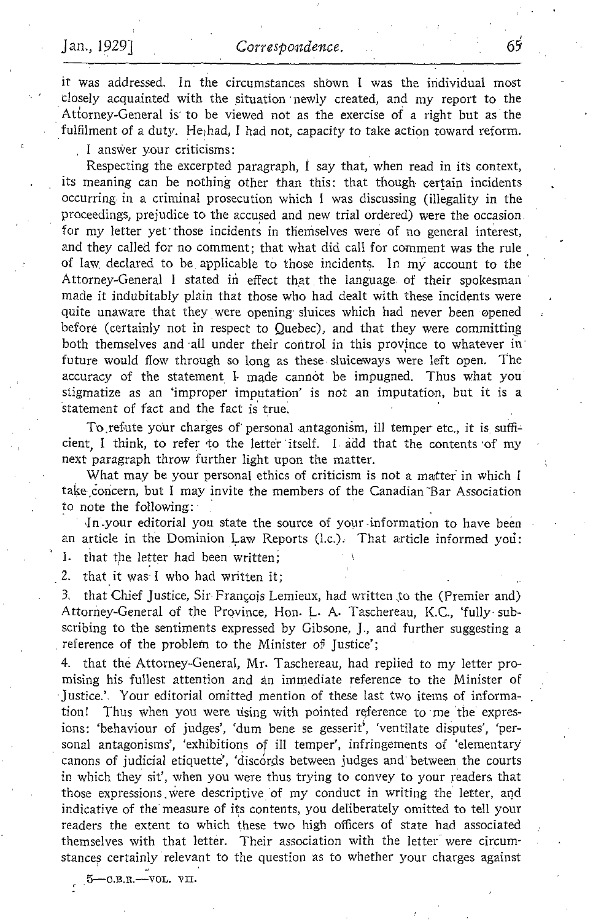it was addressed. In the circumstances shown I was the individual most closely acquainted with the situation newly created, and my report to the Attorney-General is to be viewed not as the exercise of a right but as the fulfilment of a duty. He had, I had not, capacity to take action toward reform.

I answer your criticisms:

Respecting the excerpted paragraph, I say that, when read in its context, its meaning can be nothing other than this: that though certain incidents occurring in a criminal prosecution which I was discussing (illegality in the proceedings, prejudice to the accused and new trial ordered) were the occasion for my letter yet those incidents in themselves were of no general interest, and they called for no comment; that what did call for comment was the rule of law declared to be applicable to those incidents. In my account to the Attorney-General I stated in effect that the language of their spokesman made it indubitably plain that those who had dealt with these incidents were quite unaware that they were opening sluices which had never been opened before (certainly not in respect to Quebec), and that they were committing both themselves and all under their control in this province to whatever in future would flow through so long as these sluiceways were left open. The accuracy of the statement I made cannot be impugned. Thus what you stigmatize as an 'improper imputation' is not an imputation, but it is a statement of fact and the fact is true.

To refute your charges of personal antagonism, ill temper etc., it is sufficient, I think, to refer to the letter itself. I add that the contents of my next paragraph throw further light upon the matter.

What may be your personal ethics of criticism is not a matter in which I take concern, but I may invite the members of the Canadian Bar Association to note the following:

In your editorial you state the source of your information to have been an article in the Dominion Law Reports (l.c.). That article informed you:

1. that the letter had been written;
2. that it was I who had written it;
3. that Chief Justice, Sir François Lemieux, had written to the (Premier and) Attorney-General of the Province, Hon. L. A. Taschereau, K.C., 'fully subscribing to the sentiments expressed by Gibsone, J., and further suggesting a reference of the problem to the Minister of Justice';
4. that the Attorney-General, Mr. Taschereau, had replied to my letter promising his fullest attention and an immediate reference to the Minister of Justice.' Your editorial omitted mention of these last two items of information! Thus when you were using with pointed reference to me the expressions: 'behaviour of judges', 'dum bene se gesserit', 'ventilate disputes', 'personal antagonisms', 'exhibitions of ill temper', infringements of 'elementary canons of judicial etiquette', 'discords between judges and between the courts in which they sit', when you were thus trying to convey to your readers that those expressions were descriptive of my conduct in writing the letter, and indicative of the measure of its contents, you deliberately omitted to tell your readers the extent to which these two high officers of state had associated themselves with that letter. Their association with the letter were circumstances certainly relevant to the question as to whether your charges against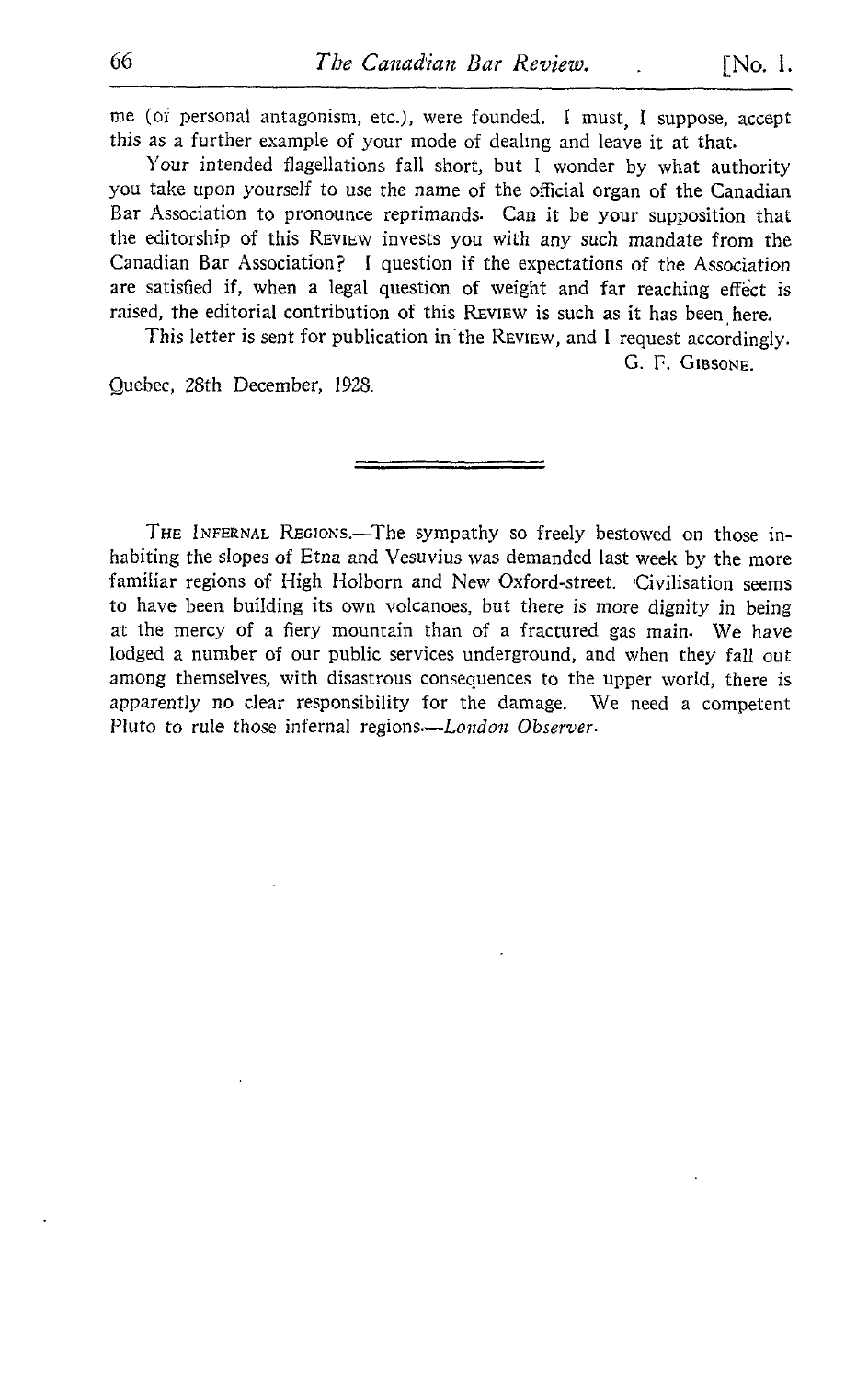me (of personal antagonism, etc.), were founded. I must, I suppose, accept this as a further example of your mode of dealing and leave it at that.

Your intended flagellations fall short, but I wonder by what authority you take upon yourself to use the name of the official organ of the Canadian Bar Association to pronounce reprimands. Can it be your supposition that the editorship of this REVIEW invests you with any such mandate from the Canadian Bar Association? I question if the expectations of the Association are satisfied if, when a legal question of weight and far reaching effect is raised, the editorial contribution of this REVIEW is such as it has been here.

This letter is sent for publication in the REVIEW, and I request accordingly.

G. F. GIBSONE.

Quebec, 28th December, 1928.

---

THE INFERNAL REGIONS.—The sympathy so freely bestowed on those inhabiting the slopes of Etna and Vesuvius was demanded last week by the more familiar regions of High Holborn and New Oxford-street. Civilisation seems to have been building its own volcanoes, but there is more dignity in being at the mercy of a fiery mountain than of a fractured gas main. We have lodged a number of our public services underground, and when they fall out among themselves, with disastrous consequences to the upper world, there is apparently no clear responsibility for the damage. We need a competent Pluto to rule those infernal regions.—*London Observer*.